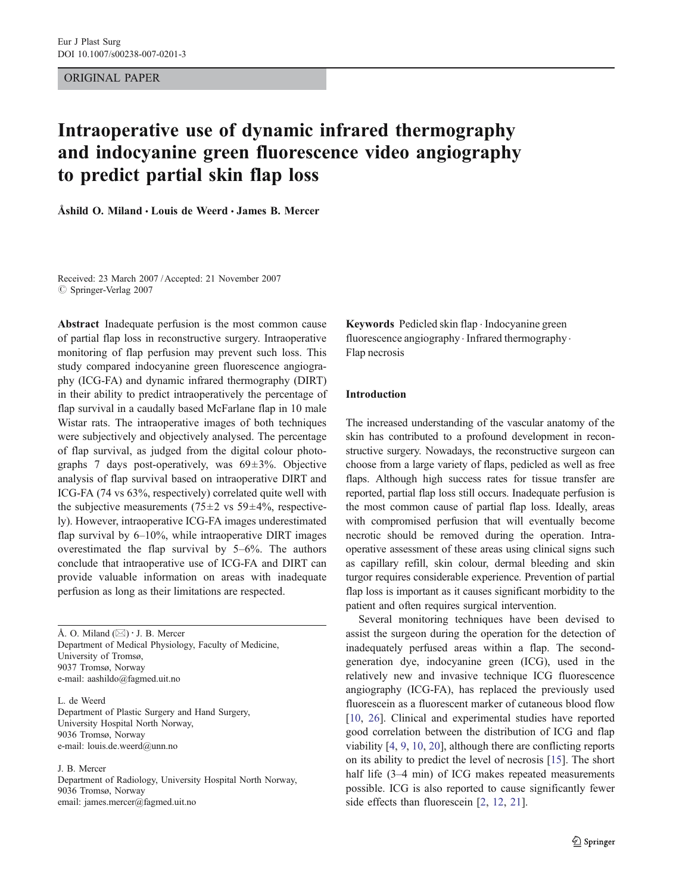ORIGINAL PAPER

# Intraoperative use of dynamic infrared thermography and indocyanine green fluorescence video angiography to predict partial skin flap loss

**Åshild O. Miland · Louis de Weerd · James B. Mercer**

Received: 23 March 2007 / Accepted: 21 November 2007
© Springer-Verlag 2007

**Abstract** Inadequate perfusion is the most common cause of partial flap loss in reconstructive surgery. Intraoperative monitoring of flap perfusion may prevent such loss. This study compared indocyanine green fluorescence angiography (ICG-FA) and dynamic infrared thermography (DIRT) in their ability to predict intraoperatively the percentage of flap survival in a caudally based McFarlane flap in 10 male Wistar rats. The intraoperative images of both techniques were subjectively and objectively analysed. The percentage of flap survival, as judged from the digital colour photographs 7 days post-operatively, was 69±3%. Objective analysis of flap survival based on intraoperative DIRT and ICG-FA (74 vs 63%, respectively) correlated quite well with the subjective measurements (75±2 vs 59±4%, respectively). However, intraoperative ICG-FA images underestimated flap survival by 6–10%, while intraoperative DIRT images overestimated the flap survival by 5–6%. The authors conclude that intraoperative use of ICG-FA and DIRT can provide valuable information on areas with inadequate perfusion as long as their limitations are respected.

Å. O. Miland (✉) · J. B. Mercer
Department of Medical Physiology, Faculty of Medicine,
University of Tromsø,
9037 Tromsø, Norway
e-mail: aashildo@fagmed.uit.no

L. de Weerd
Department of Plastic Surgery and Hand Surgery,
University Hospital North Norway,
9036 Tromsø, Norway
e-mail: louis.de.weerd@unn.no

J. B. Mercer
Department of Radiology, University Hospital North Norway,
9036 Tromsø, Norway
email: james.mercer@fagmed.uit.no

**Keywords** Pedicled skin flap · Indocyanine green fluorescence angiography · Infrared thermography · Flap necrosis

## Introduction

The increased understanding of the vascular anatomy of the skin has contributed to a profound development in reconstructive surgery. Nowadays, the reconstructive surgeon can choose from a large variety of flaps, pedicled as well as free flaps. Although high success rates for tissue transfer are reported, partial flap loss still occurs. Inadequate perfusion is the most common cause of partial flap loss. Ideally, areas with compromised perfusion that will eventually become necrotic should be removed during the operation. Intraoperative assessment of these areas using clinical signs such as capillary refill, skin colour, dermal bleeding and skin turgor requires considerable experience. Prevention of partial flap loss is important as it causes significant morbidity to the patient and often requires surgical intervention.

Several monitoring techniques have been devised to assist the surgeon during the operation for the detection of inadequately perfused areas within a flap. The second-generation dye, indocyanine green (ICG), used in the relatively new and invasive technique ICG fluorescence angiography (ICG-FA), has replaced the previously used fluorescein as a fluorescent marker of cutaneous blood flow [10, 26]. Clinical and experimental studies have reported good correlation between the distribution of ICG and flap viability [4, 9, 10, 20], although there are conflicting reports on its ability to predict the level of necrosis [15]. The short half life (3–4 min) of ICG makes repeated measurements possible. ICG is also reported to cause significantly fewer side effects than fluorescein [2, 12, 21].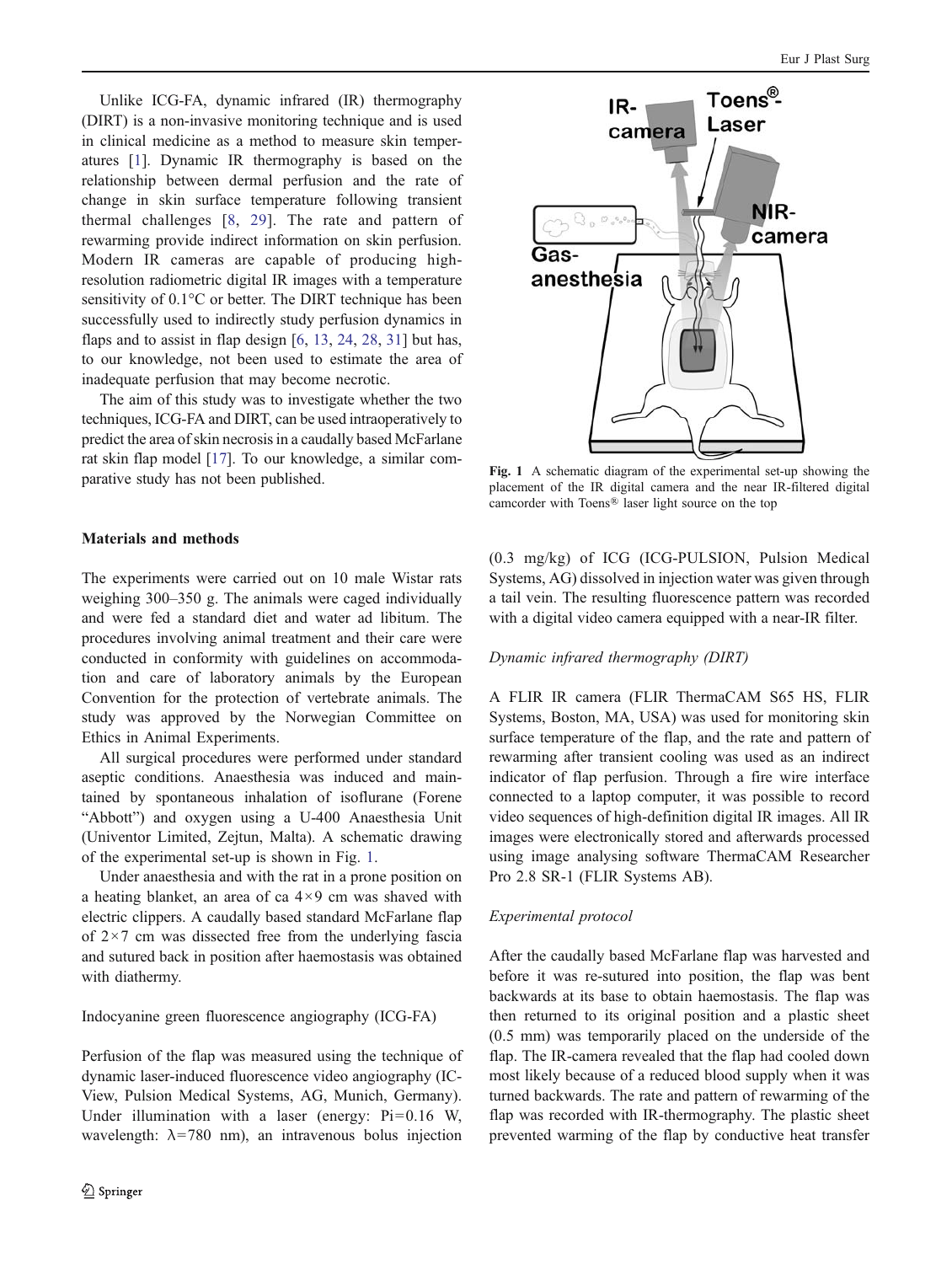Unlike ICG-FA, dynamic infrared (IR) thermography (DIRT) is a non-invasive monitoring technique and is used in clinical medicine as a method to measure skin temperatures [1]. Dynamic IR thermography is based on the relationship between dermal perfusion and the rate of change in skin surface temperature following transient thermal challenges [8, 29]. The rate and pattern of rewarming provide indirect information on skin perfusion. Modern IR cameras are capable of producing high-resolution radiometric digital IR images with a temperature sensitivity of 0.1°C or better. The DIRT technique has been successfully used to indirectly study perfusion dynamics in flaps and to assist in flap design [6, 13, 24, 28, 31] but has, to our knowledge, not been used to estimate the area of inadequate perfusion that may become necrotic.

The aim of this study was to investigate whether the two techniques, ICG-FA and DIRT, can be used intraoperatively to predict the area of skin necrosis in a caudally based McFarlane rat skin flap model [17]. To our knowledge, a similar comparative study has not been published.

## Materials and methods

The experiments were carried out on 10 male Wistar rats weighing 300–350 g. The animals were caged individually and were fed a standard diet and water ad libitum. The procedures involving animal treatment and their care were conducted in conformity with guidelines on accommodation and care of laboratory animals by the European Convention for the protection of vertebrate animals. The study was approved by the Norwegian Committee on Ethics in Animal Experiments.

All surgical procedures were performed under standard aseptic conditions. Anaesthesia was induced and maintained by spontaneous inhalation of isoflurane (Forene "Abbott") and oxygen using a U-400 Anaesthesia Unit (Univentor Limited, Zejtun, Malta). A schematic drawing of the experimental set-up is shown in Fig. 1.

Under anaesthesia and with the rat in a prone position on a heating blanket, an area of ca 4×9 cm was shaved with electric clippers. A caudally based standard McFarlane flap of 2×7 cm was dissected free from the underlying fascia and sutured back in position after haemostasis was obtained with diathermy.

### Indocyanine green fluorescence angiography (ICG-FA)

Perfusion of the flap was measured using the technique of dynamic laser-induced fluorescence video angiography (IC-View, Pulsion Medical Systems, AG, Munich, Germany). Under illumination with a laser (energy: Pi=0.16 W, wavelength: λ=780 nm), an intravenous bolus injection (0.3 mg/kg) of ICG (ICG-PULSION, Pulsion Medical Systems, AG) dissolved in injection water was given through a tail vein. The resulting fluorescence pattern was recorded with a digital video camera equipped with a near-IR filter.

**Fig. 1** A schematic diagram of the experimental set-up showing the placement of the IR digital camera and the near IR-filtered digital camcorder with Toens® laser light source on the top

### Dynamic infrared thermography (DIRT)

A FLIR IR camera (FLIR ThermaCAM S65 HS, FLIR Systems, Boston, MA, USA) was used for monitoring skin surface temperature of the flap, and the rate and pattern of rewarming after transient cooling was used as an indirect indicator of flap perfusion. Through a fire wire interface connected to a laptop computer, it was possible to record video sequences of high-definition digital IR images. All IR images were electronically stored and afterwards processed using image analysing software ThermaCAM Researcher Pro 2.8 SR-1 (FLIR Systems AB).

### Experimental protocol

After the caudally based McFarlane flap was harvested and before it was re-sutured into position, the flap was bent backwards at its base to obtain haemostasis. The flap was then returned to its original position and a plastic sheet (0.5 mm) was temporarily placed on the underside of the flap. The IR-camera revealed that the flap had cooled down most likely because of a reduced blood supply when it was turned backwards. The rate and pattern of rewarming of the flap was recorded with IR-thermography. The plastic sheet prevented warming of the flap by conductive heat transfer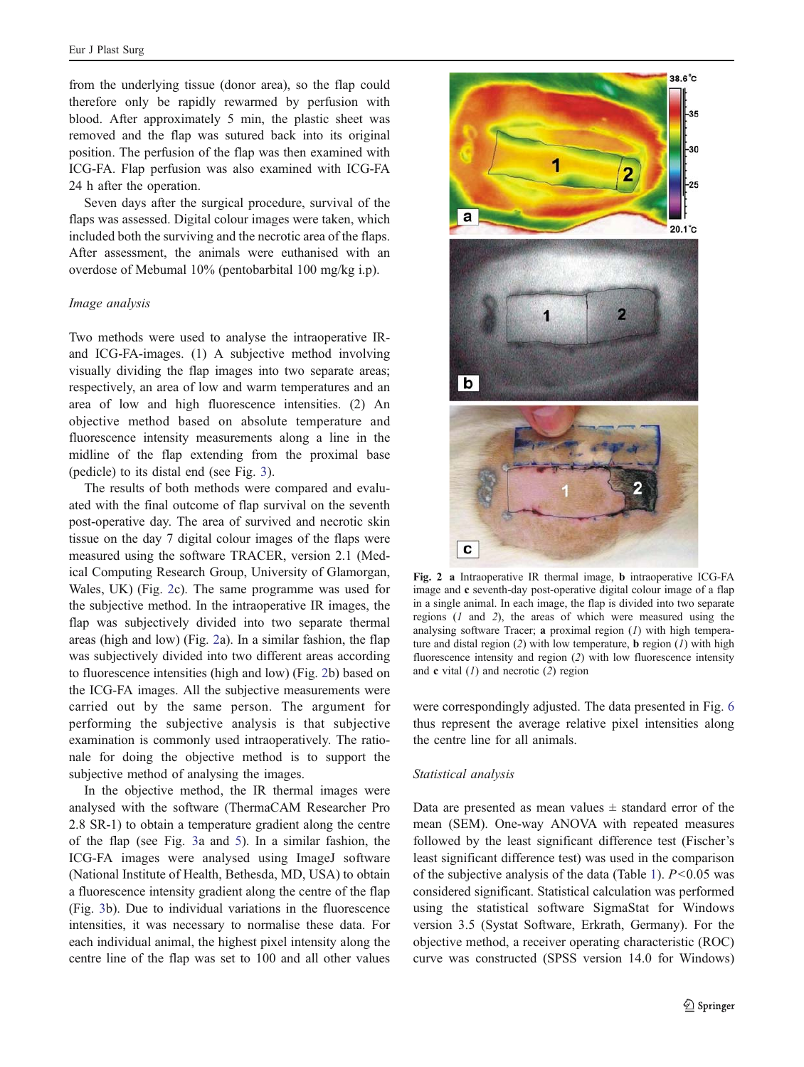from the underlying tissue (donor area), so the flap could therefore only be rapidly rewarmed by perfusion with blood. After approximately 5 min, the plastic sheet was removed and the flap was sutured back into its original position. The perfusion of the flap was then examined with ICG-FA. Flap perfusion was also examined with ICG-FA 24 h after the operation.

Seven days after the surgical procedure, survival of the flaps was assessed. Digital colour images were taken, which included both the surviving and the necrotic area of the flaps. After assessment, the animals were euthanised with an overdose of Mebumal 10% (pentobarbital 100 mg/kg i.p).

*Image analysis*

Two methods were used to analyse the intraoperative IR- and ICG-FA-images. (1) A subjective method involving visually dividing the flap images into two separate areas; respectively, an area of low and warm temperatures and an area of low and high fluorescence intensities. (2) An objective method based on absolute temperature and fluorescence intensity measurements along a line in the midline of the flap extending from the proximal base (pedicle) to its distal end (see Fig. 3).

The results of both methods were compared and evaluated with the final outcome of flap survival on the seventh post-operative day. The area of survived and necrotic skin tissue on the day 7 digital colour images of the flaps were measured using the software TRACER, version 2.1 (Medical Computing Research Group, University of Glamorgan, Wales, UK) (Fig. 2c). The same programme was used for the subjective method. In the intraoperative IR images, the flap was subjectively divided into two separate thermal areas (high and low) (Fig. 2a). In a similar fashion, the flap was subjectively divided into two different areas according to fluorescence intensities (high and low) (Fig. 2b) based on the ICG-FA images. All the subjective measurements were carried out by the same person. The argument for performing the subjective analysis is that subjective examination is commonly used intraoperatively. The rationale for doing the objective method is to support the subjective method of analysing the images.

In the objective method, the IR thermal images were analysed with the software (ThermaCAM Researcher Pro 2.8 SR-1) to obtain a temperature gradient along the centre of the flap (see Fig. 3a and 5). In a similar fashion, the ICG-FA images were analysed using ImageJ software (National Institute of Health, Bethesda, MD, USA) to obtain a fluorescence intensity gradient along the centre of the flap (Fig. 3b). Due to individual variations in the fluorescence intensities, it was necessary to normalise these data. For each individual animal, the highest pixel intensity along the centre line of the flap was set to 100 and all other values were correspondingly adjusted. The data presented in Fig. 6 thus represent the average relative pixel intensities along the centre line for all animals.

**Fig. 2** **a** Intraoperative IR thermal image, **b** intraoperative ICG-FA image and **c** seventh-day post-operative digital colour image of a flap in a single animal. In each image, the flap is divided into two separate regions (*1* and *2*), the areas of which were measured using the analysing software Tracer; **a** proximal region (*1*) with high temperature and distal region (*2*) with low temperature, **b** region (*1*) with high fluorescence intensity and region (*2*) with low fluorescence intensity and **c** vital (*1*) and necrotic (*2*) region

*Statistical analysis*

Data are presented as mean values ± standard error of the mean (SEM). One-way ANOVA with repeated measures followed by the least significant difference test (Fischer's least significant difference test) was used in the comparison of the subjective analysis of the data (Table 1). $P<0.05$ was considered significant. Statistical calculation was performed using the statistical software SigmaStat for Windows version 3.5 (Systat Software, Erkrath, Germany). For the objective method, a receiver operating characteristic (ROC) curve was constructed (SPSS version 14.0 for Windows)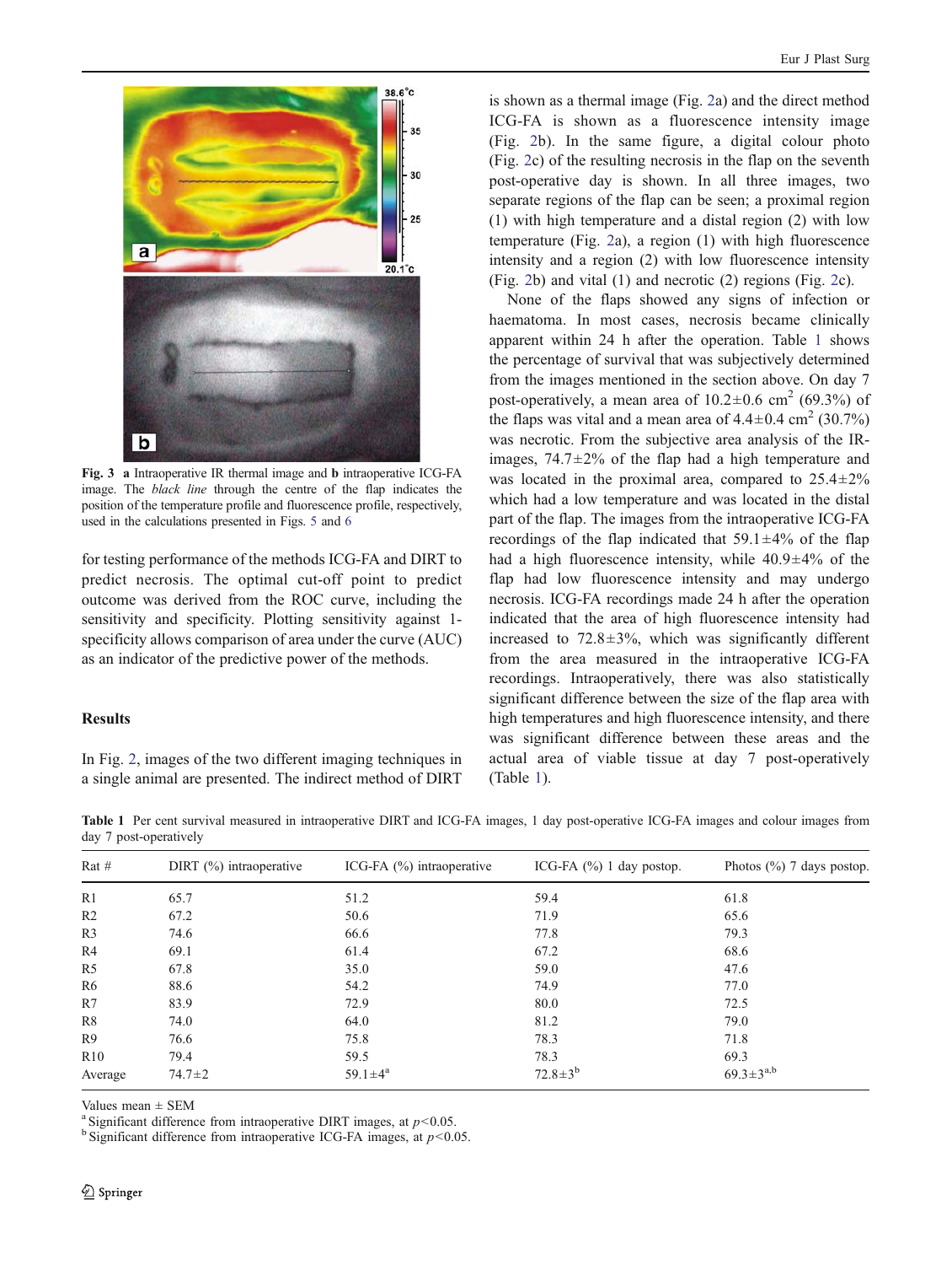**Fig. 3** **a** Intraoperative IR thermal image and **b** intraoperative ICG-FA image. The *black line* through the centre of the flap indicates the position of the temperature profile and fluorescence profile, respectively, used in the calculations presented in Figs. 5 and 6

for testing performance of the methods ICG-FA and DIRT to predict necrosis. The optimal cut-off point to predict outcome was derived from the ROC curve, including the sensitivity and specificity. Plotting sensitivity against 1-specificity allows comparison of area under the curve (AUC) as an indicator of the predictive power of the methods.

## Results

In Fig. 2, images of the two different imaging techniques in a single animal are presented. The indirect method of DIRT is shown as a thermal image (Fig. 2a) and the direct method ICG-FA is shown as a fluorescence intensity image (Fig. 2b). In the same figure, a digital colour photo (Fig. 2c) of the resulting necrosis in the flap on the seventh post-operative day is shown. In all three images, two separate regions of the flap can be seen; a proximal region (1) with high temperature and a distal region (2) with low temperature (Fig. 2a), a region (1) with high fluorescence intensity and a region (2) with low fluorescence intensity (Fig. 2b) and vital (1) and necrotic (2) regions (Fig. 2c).

None of the flaps showed any signs of infection or haematoma. In most cases, necrosis became clinically apparent within 24 h after the operation. Table 1 shows the percentage of survival that was subjectively determined from the images mentioned in the section above. On day 7 post-operatively, a mean area of 10.2±0.6 $cm^2$ (69.3%) of the flaps was vital and a mean area of 4.4±0.4 $cm^2$ (30.7%) was necrotic. From the subjective area analysis of the IR-images, 74.7±2% of the flap had a high temperature and was located in the proximal area, compared to 25.4±2% which had a low temperature and was located in the distal part of the flap. The images from the intraoperative ICG-FA recordings of the flap indicated that 59.1±4% of the flap had a high fluorescence intensity, while 40.9±4% of the flap had low fluorescence intensity and may undergo necrosis. ICG-FA recordings made 24 h after the operation indicated that the area of high fluorescence intensity had increased to 72.8±3%, which was significantly different from the area measured in the intraoperative ICG-FA recordings. Intraoperatively, there was also statistically significant difference between the size of the flap area with high temperatures and high fluorescence intensity, and there was significant difference between these areas and the actual area of viable tissue at day 7 post-operatively (Table 1).

**Table 1** Per cent survival measured in intraoperative DIRT and ICG-FA images, 1 day post-operative ICG-FA images and colour images from day 7 post-operatively

| Rat # | DIRT (%) intraoperative | ICG-FA (%) intraoperative | ICG-FA (%) 1 day postop. | Photos (%) 7 days postop. |
|---|---|---|---|---|
| R1 | 65.7 | 51.2 | 59.4 | 61.8 |
| R2 | 67.2 | 50.6 | 71.9 | 65.6 |
| R3 | 74.6 | 66.6 | 77.8 | 79.3 |
| R4 | 69.1 | 61.4 | 67.2 | 68.6 |
| R5 | 67.8 | 35.0 | 59.0 | 47.6 |
| R6 | 88.6 | 54.2 | 74.9 | 77.0 |
| R7 | 83.9 | 72.9 | 80.0 | 72.5 |
| R8 | 74.0 | 64.0 | 81.2 | 79.0 |
| R9 | 76.6 | 75.8 | 78.3 | 71.8 |
| R10 | 79.4 | 59.5 | 78.3 | 69.3 |
| Average | 74.7±2 | 59.1±4[a] | 72.8±3[b] | 69.3±3[a,b] |

Values mean ± SEM

[a] Significant difference from intraoperative DIRT images, at $p<0.05$.

[b] Significant difference from intraoperative ICG-FA images, at $p<0.05$.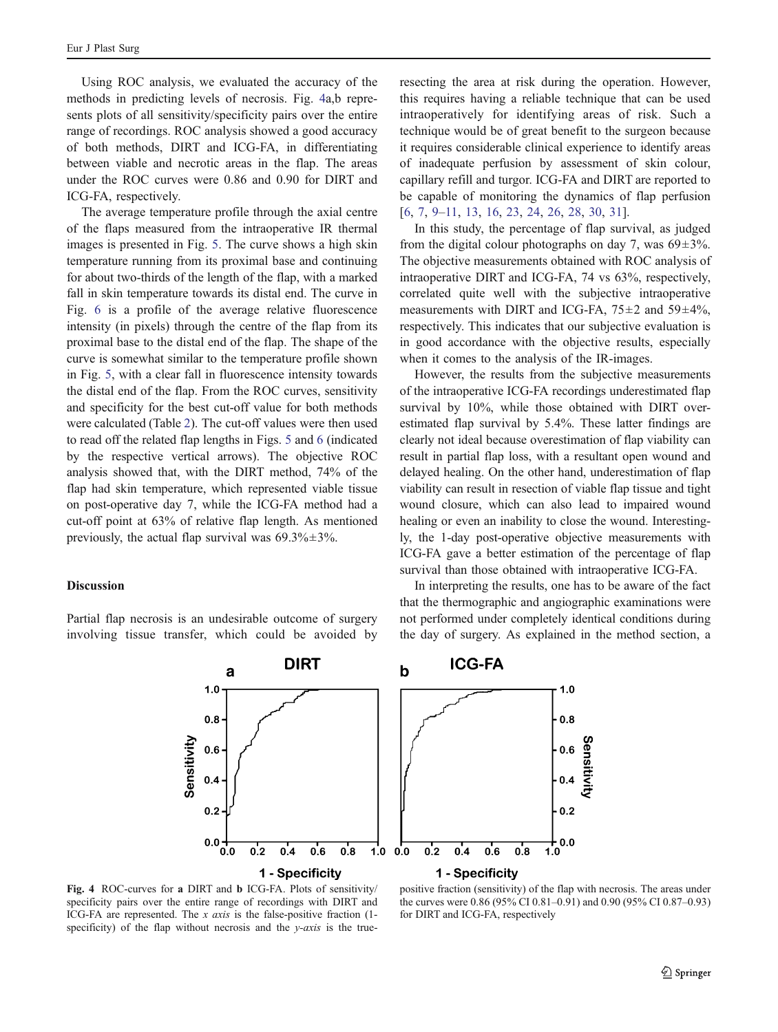Using ROC analysis, we evaluated the accuracy of the methods in predicting levels of necrosis. Fig. 4a,b represents plots of all sensitivity/specificity pairs over the entire range of recordings. ROC analysis showed a good accuracy of both methods, DIRT and ICG-FA, in differentiating between viable and necrotic areas in the flap. The areas under the ROC curves were 0.86 and 0.90 for DIRT and ICG-FA, respectively.

The average temperature profile through the axial centre of the flaps measured from the intraoperative IR thermal images is presented in Fig. 5. The curve shows a high skin temperature running from its proximal base and continuing for about two-thirds of the length of the flap, with a marked fall in skin temperature towards its distal end. The curve in Fig. 6 is a profile of the average relative fluorescence intensity (in pixels) through the centre of the flap from its proximal base to the distal end of the flap. The shape of the curve is somewhat similar to the temperature profile shown in Fig. 5, with a clear fall in fluorescence intensity towards the distal end of the flap. From the ROC curves, sensitivity and specificity for the best cut-off value for both methods were calculated (Table 2). The cut-off values were then used to read off the related flap lengths in Figs. 5 and 6 (indicated by the respective vertical arrows). The objective ROC analysis showed that, with the DIRT method, 74% of the flap had skin temperature, which represented viable tissue on post-operative day 7, while the ICG-FA method had a cut-off point at 63% of relative flap length. As mentioned previously, the actual flap survival was 69.3%±3%.

## Discussion

Partial flap necrosis is an undesirable outcome of surgery involving tissue transfer, which could be avoided by resecting the area at risk during the operation. However, this requires having a reliable technique that can be used intraoperatively for identifying areas of risk. Such a technique would be of great benefit to the surgeon because it requires considerable clinical experience to identify areas of inadequate perfusion by assessment of skin colour, capillary refill and turgor. ICG-FA and DIRT are reported to be capable of monitoring the dynamics of flap perfusion [6, 7, 9–11, 13, 16, 23, 24, 26, 28, 30, 31].

In this study, the percentage of flap survival, as judged from the digital colour photographs on day 7, was 69±3%. The objective measurements obtained with ROC analysis of intraoperative DIRT and ICG-FA, 74 vs 63%, respectively, correlated quite well with the subjective intraoperative measurements with DIRT and ICG-FA, 75±2 and 59±4%, respectively. This indicates that our subjective evaluation is in good accordance with the objective results, especially when it comes to the analysis of the IR-images.

However, the results from the subjective measurements of the intraoperative ICG-FA recordings underestimated flap survival by 10%, while those obtained with DIRT overestimated flap survival by 5.4%. These latter findings are clearly not ideal because overestimation of flap viability can result in partial flap loss, with a resultant open wound and delayed healing. On the other hand, underestimation of flap viability can result in resection of viable flap tissue and tight wound closure, which can also lead to impaired wound healing or even an inability to close the wound. Interestingly, the 1-day post-operative objective measurements with ICG-FA gave a better estimation of the percentage of flap survival than those obtained with intraoperative ICG-FA.

In interpreting the results, one has to be aware of the fact that the thermographic and angiographic examinations were not performed under completely identical conditions during the day of surgery. As explained in the method section, a

**Fig. 4** ROC-curves for **a** DIRT and **b** ICG-FA. Plots of sensitivity/specificity pairs over the entire range of recordings with DIRT and ICG-FA are represented. The *x axis* is the false-positive fraction (1-specificity) of the flap without necrosis and the *y-axis* is the true-positive fraction (sensitivity) of the flap with necrosis. The areas under the curves were 0.86 (95% CI 0.81–0.91) and 0.90 (95% CI 0.87–0.93) for DIRT and ICG-FA, respectively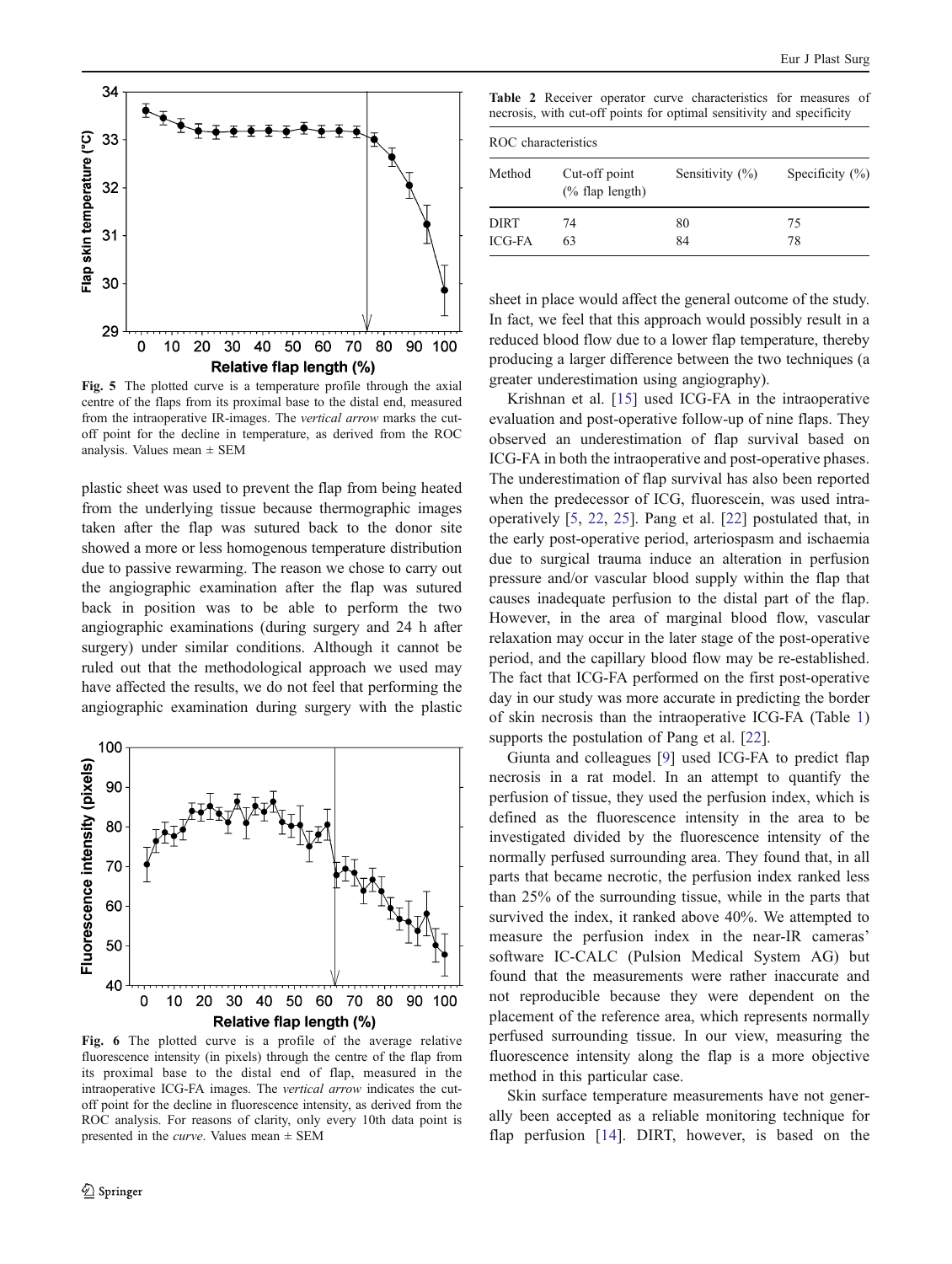Fig. 5 The plotted curve is a temperature profile through the axial centre of the flaps from its proximal base to the distal end, measured from the intraoperative IR-images. The *vertical arrow* marks the cut-off point for the decline in temperature, as derived from the ROC analysis. Values mean ± SEM

plastic sheet was used to prevent the flap from being heated from the underlying tissue because thermographic images taken after the flap was sutured back to the donor site showed a more or less homogenous temperature distribution due to passive rewarming. The reason we chose to carry out the angiographic examination after the flap was sutured back in position was to be able to perform the two angiographic examinations (during surgery and 24 h after surgery) under similar conditions. Although it cannot be ruled out that the methodological approach we used may have affected the results, we do not feel that performing the angiographic examination during surgery with the plastic sheet in place would affect the general outcome of the study. In fact, we feel that this approach would possibly result in a reduced blood flow due to a lower flap temperature, thereby producing a larger difference between the two techniques (a greater underestimation using angiography).

Fig. 6 The plotted curve is a profile of the average relative fluorescence intensity (in pixels) through the centre of the flap from its proximal base to the distal end of flap, measured in the intraoperative ICG-FA images. The *vertical arrow* indicates the cut-off point for the decline in fluorescence intensity, as derived from the ROC analysis. For reasons of clarity, only every 10th data point is presented in the *curve*. Values mean ± SEM

**Table 2** Receiver operator curve characteristics for measures of necrosis, with cut-off points for optimal sensitivity and specificity

| ROC characteristics | | | |
|---|---|---|---|
| Method | Cut-off point (% flap length) | Sensitivity (%) | Specificity (%) |
| DIRT | 74 | 80 | 75 |
| ICG-FA | 63 | 84 | 78 |

Krishnan et al. [15] used ICG-FA in the intraoperative evaluation and post-operative follow-up of nine flaps. They observed an underestimation of flap survival based on ICG-FA in both the intraoperative and post-operative phases. The underestimation of flap survival has also been reported when the predecessor of ICG, fluorescein, was used intraoperatively [5, 22, 25]. Pang et al. [22] postulated that, in the early post-operative period, arteriospasm and ischaemia due to surgical trauma induce an alteration in perfusion pressure and/or vascular blood supply within the flap that causes inadequate perfusion to the distal part of the flap. However, in the area of marginal blood flow, vascular relaxation may occur in the later stage of the post-operative period, and the capillary blood flow may be re-established. The fact that ICG-FA performed on the first post-operative day in our study was more accurate in predicting the border of skin necrosis than the intraoperative ICG-FA (Table 1) supports the postulation of Pang et al. [22].

Giunta and colleagues [9] used ICG-FA to predict flap necrosis in a rat model. In an attempt to quantify the perfusion of tissue, they used the perfusion index, which is defined as the fluorescence intensity in the area to be investigated divided by the fluorescence intensity of the normally perfused surrounding area. They found that, in all parts that became necrotic, the perfusion index ranked less than 25% of the surrounding tissue, while in the parts that survived the index, it ranked above 40%. We attempted to measure the perfusion index in the near-IR cameras' software IC-CALC (Pulsion Medical System AG) but found that the measurements were rather inaccurate and not reproducible because they were dependent on the placement of the reference area, which represents normally perfused surrounding tissue. In our view, measuring the fluorescence intensity along the flap is a more objective method in this particular case.

Skin surface temperature measurements have not generally been accepted as a reliable monitoring technique for flap perfusion [14]. DIRT, however, is based on the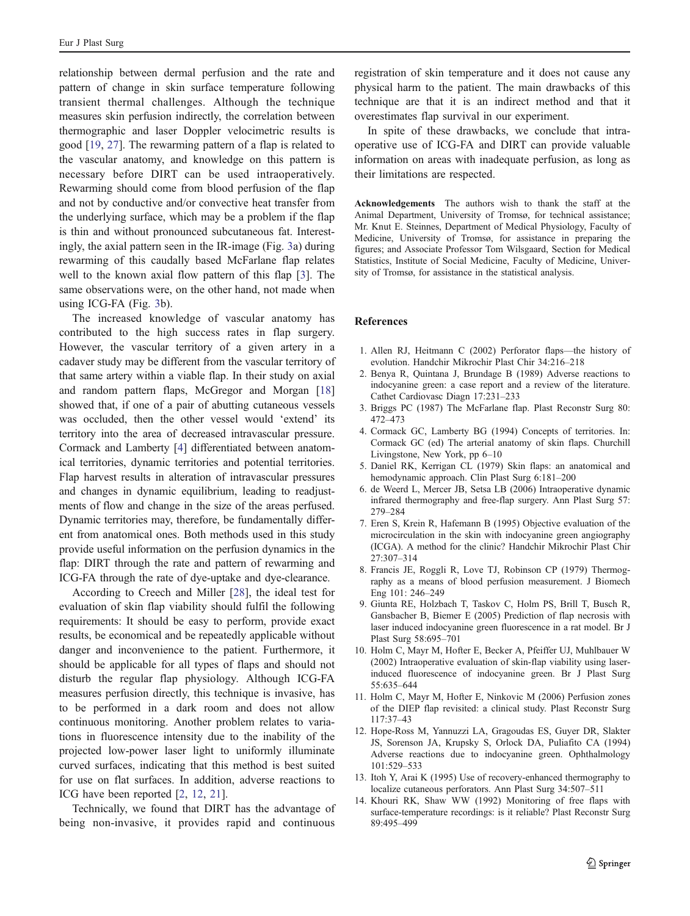relationship between dermal perfusion and the rate and pattern of change in skin surface temperature following transient thermal challenges. Although the technique measures skin perfusion indirectly, the correlation between thermographic and laser Doppler velocimetric results is good [19, 27]. The rewarming pattern of a flap is related to the vascular anatomy, and knowledge on this pattern is necessary before DIRT can be used intraoperatively. Rewarming should come from blood perfusion of the flap and not by conductive and/or convective heat transfer from the underlying surface, which may be a problem if the flap is thin and without pronounced subcutaneous fat. Interestingly, the axial pattern seen in the IR-image (Fig. 3a) during rewarming of this caudally based McFarlane flap relates well to the known axial flow pattern of this flap [3]. The same observations were, on the other hand, not made when using ICG-FA (Fig. 3b).

The increased knowledge of vascular anatomy has contributed to the high success rates in flap surgery. However, the vascular territory of a given artery in a cadaver study may be different from the vascular territory of that same artery within a viable flap. In their study on axial and random pattern flaps, McGregor and Morgan [18] showed that, if one of a pair of abutting cutaneous vessels was occluded, then the other vessel would 'extend' its territory into the area of decreased intravascular pressure. Cormack and Lamberty [4] differentiated between anatomical territories, dynamic territories and potential territories. Flap harvest results in alteration of intravascular pressures and changes in dynamic equilibrium, leading to readjustments of flow and change in the size of the areas perfused. Dynamic territories may, therefore, be fundamentally different from anatomical ones. Both methods used in this study provide useful information on the perfusion dynamics in the flap: DIRT through the rate and pattern of rewarming and ICG-FA through the rate of dye-uptake and dye-clearance.

According to Creech and Miller [28], the ideal test for evaluation of skin flap viability should fulfil the following requirements: It should be easy to perform, provide exact results, be economical and be repeatedly applicable without danger and inconvenience to the patient. Furthermore, it should be applicable for all types of flaps and should not disturb the regular flap physiology. Although ICG-FA measures perfusion directly, this technique is invasive, has to be performed in a dark room and does not allow continuous monitoring. Another problem relates to variations in fluorescence intensity due to the inability of the projected low-power laser light to uniformly illuminate curved surfaces, indicating that this method is best suited for use on flat surfaces. In addition, adverse reactions to ICG have been reported [2, 12, 21].

Technically, we found that DIRT has the advantage of being non-invasive, it provides rapid and continuous registration of skin temperature and it does not cause any physical harm to the patient. The main drawbacks of this technique are that it is an indirect method and that it overestimates flap survival in our experiment.

In spite of these drawbacks, we conclude that intraoperative use of ICG-FA and DIRT can provide valuable information on areas with inadequate perfusion, as long as their limitations are respected.

**Acknowledgements** The authors wish to thank the staff at the Animal Department, University of Tromsø, for technical assistance; Mr. Knut E. Steinnes, Department of Medical Physiology, Faculty of Medicine, University of Tromsø, for assistance in preparing the figures; and Associate Professor Tom Wilsgaard, Section for Medical Statistics, Institute of Social Medicine, Faculty of Medicine, University of Tromsø, for assistance in the statistical analysis.

## References

1. Allen RJ, Heitmann C (2002) Perforator flaps—the history of evolution. Handchir Mikrochir Plast Chir 34:216–218
2. Benya R, Quintana J, Brundage B (1989) Adverse reactions to indocyanine green: a case report and a review of the literature. Cathet Cardiovasc Diagn 17:231–233
3. Briggs PC (1987) The McFarlane flap. Plast Reconstr Surg 80: 472–473
4. Cormack GC, Lamberty BG (1994) Concepts of territories. In: Cormack GC (ed) The arterial anatomy of skin flaps. Churchill Livingstone, New York, pp 6–10
5. Daniel RK, Kerrigan CL (1979) Skin flaps: an anatomical and hemodynamic approach. Clin Plast Surg 6:181–200
6. de Weerd L, Mercer JB, Setsa LB (2006) Intraoperative dynamic infrared thermography and free-flap surgery. Ann Plast Surg 57: 279–284
7. Eren S, Krein R, Hafemann B (1995) Objective evaluation of the microcirculation in the skin with indocyanine green angiography (ICGA). A method for the clinic? Handchir Mikrochir Plast Chir 27:307–314
8. Francis JE, Roggli R, Love TJ, Robinson CP (1979) Thermography as a means of blood perfusion measurement. J Biomech Eng 101: 246–249
9. Giunta RE, Holzbach T, Taskov C, Holm PS, Brill T, Busch R, Gansbacher B, Biemer E (2005) Prediction of flap necrosis with laser induced indocyanine green fluorescence in a rat model. Br J Plast Surg 58:695–701
10. Holm C, Mayr M, Hofter E, Becker A, Pfeiffer UJ, Muhlbauer W (2002) Intraoperative evaluation of skin-flap viability using laser-induced fluorescence of indocyanine green. Br J Plast Surg 55:635–644
11. Holm C, Mayr M, Hofter E, Ninkovic M (2006) Perfusion zones of the DIEP flap revisited: a clinical study. Plast Reconstr Surg 117:37–43
12. Hope-Ross M, Yannuzzi LA, Gragoudas ES, Guyer DR, Slakter JS, Sorenson JA, Krupsky S, Orlock DA, Puliafito CA (1994) Adverse reactions due to indocyanine green. Ophthalmology 101:529–533
13. Itoh Y, Arai K (1995) Use of recovery-enhanced thermography to localize cutaneous perforators. Ann Plast Surg 34:507–511
14. Khouri RK, Shaw WW (1992) Monitoring of free flaps with surface-temperature recordings: is it reliable? Plast Reconstr Surg 89:495–499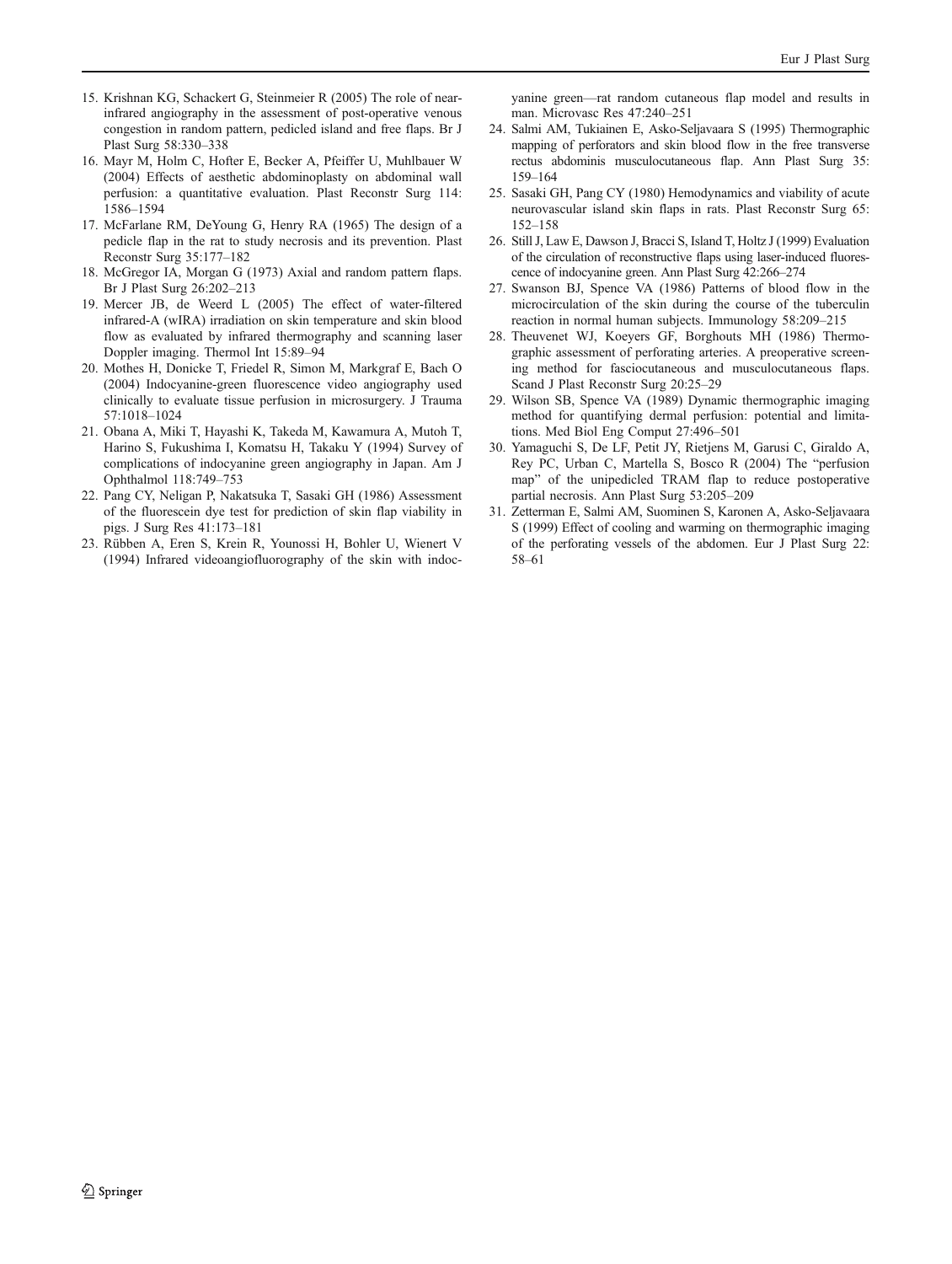15. Krishnan KG, Schackert G, Steinmeier R (2005) The role of near-infrared angiography in the assessment of post-operative venous congestion in random pattern, pedicled island and free flaps. Br J Plast Surg 58:330–338
16. Mayr M, Holm C, Hofter E, Becker A, Pfeiffer U, Muhlbauer W (2004) Effects of aesthetic abdominoplasty on abdominal wall perfusion: a quantitative evaluation. Plast Reconstr Surg 114: 1586–1594
17. McFarlane RM, DeYoung G, Henry RA (1965) The design of a pedicle flap in the rat to study necrosis and its prevention. Plast Reconstr Surg 35:177–182
18. McGregor IA, Morgan G (1973) Axial and random pattern flaps. Br J Plast Surg 26:202–213
19. Mercer JB, de Weerd L (2005) The effect of water-filtered infrared-A (wIRA) irradiation on skin temperature and skin blood flow as evaluated by infrared thermography and scanning laser Doppler imaging. Thermol Int 15:89–94
20. Mothes H, Donicke T, Friedel R, Simon M, Markgraf E, Bach O (2004) Indocyanine-green fluorescence video angiography used clinically to evaluate tissue perfusion in microsurgery. J Trauma 57:1018–1024
21. Obana A, Miki T, Hayashi K, Takeda M, Kawamura A, Mutoh T, Harino S, Fukushima I, Komatsu H, Takaku Y (1994) Survey of complications of indocyanine green angiography in Japan. Am J Ophthalmol 118:749–753
22. Pang CY, Neligan P, Nakatsuka T, Sasaki GH (1986) Assessment of the fluorescein dye test for prediction of skin flap viability in pigs. J Surg Res 41:173–181
23. Rübben A, Eren S, Krein R, Younossi H, Bohler U, Wienert V (1994) Infrared videoangiofluorography of the skin with indocyanine green—rat random cutaneous flap model and results in man. Microvasc Res 47:240–251
24. Salmi AM, Tukiainen E, Asko-Seljavaara S (1995) Thermographic mapping of perforators and skin blood flow in the free transverse rectus abdominis musculocutaneous flap. Ann Plast Surg 35: 159–164
25. Sasaki GH, Pang CY (1980) Hemodynamics and viability of acute neurovascular island skin flaps in rats. Plast Reconstr Surg 65: 152–158
26. Still J, Law E, Dawson J, Bracci S, Island T, Holtz J (1999) Evaluation of the circulation of reconstructive flaps using laser-induced fluorescence of indocyanine green. Ann Plast Surg 42:266–274
27. Swanson BJ, Spence VA (1986) Patterns of blood flow in the microcirculation of the skin during the course of the tuberculin reaction in normal human subjects. Immunology 58:209–215
28. Theuvenet WJ, Koeyers GF, Borghouts MH (1986) Thermographic assessment of perforating arteries. A preoperative screening method for fasciocutaneous and musculocutaneous flaps. Scand J Plast Reconstr Surg 20:25–29
29. Wilson SB, Spence VA (1989) Dynamic thermographic imaging method for quantifying dermal perfusion: potential and limitations. Med Biol Eng Comput 27:496–501
30. Yamaguchi S, De LF, Petit JY, Rietjens M, Garusi C, Giraldo A, Rey PC, Urban C, Martella S, Bosco R (2004) The "perfusion map" of the unipedicled TRAM flap to reduce postoperative partial necrosis. Ann Plast Surg 53:205–209
31. Zetterman E, Salmi AM, Suominen S, Karonen A, Asko-Seljavaara S (1999) Effect of cooling and warming on thermographic imaging of the perforating vessels of the abdomen. Eur J Plast Surg 22: 58–61